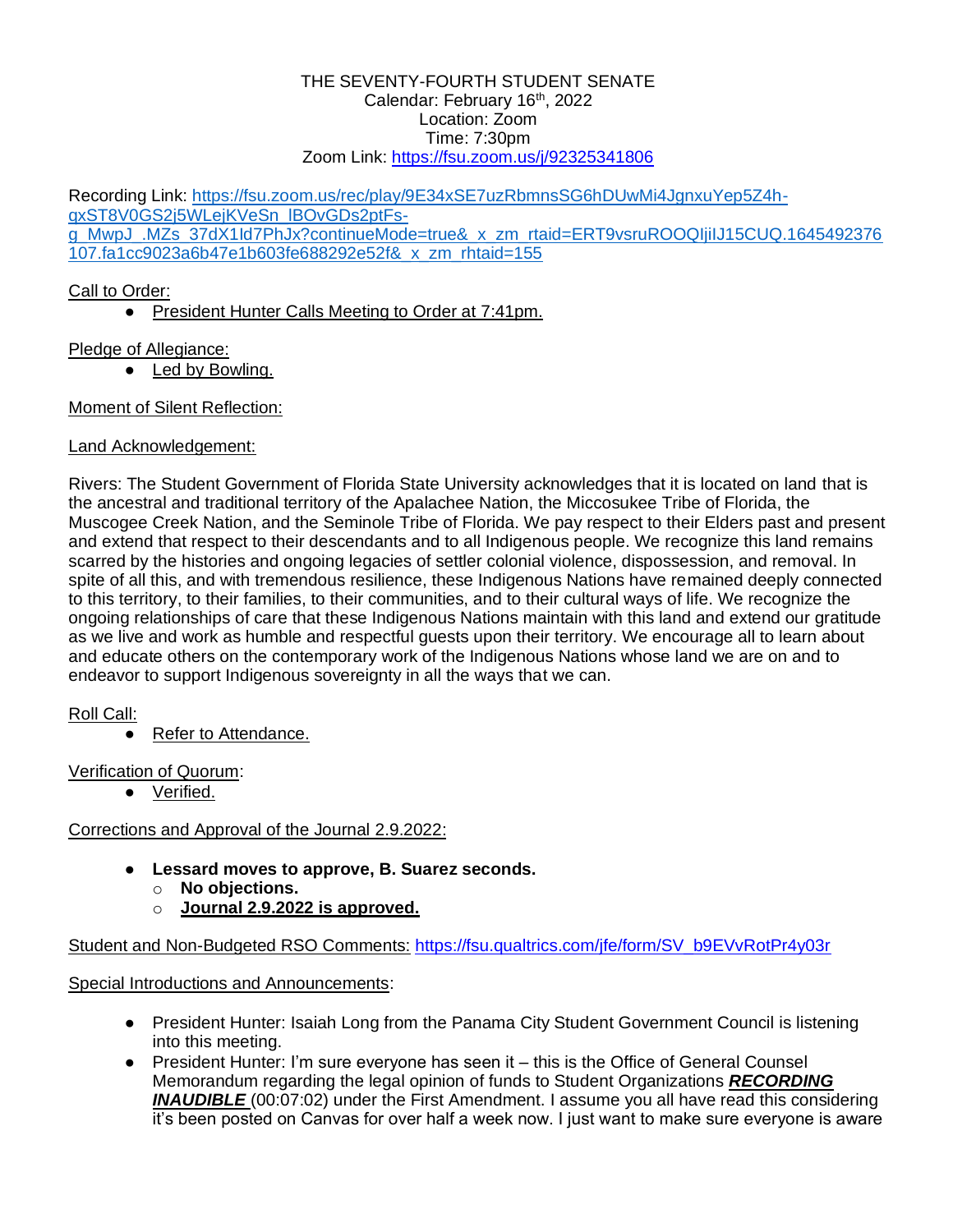THE SEVENTY-FOURTH STUDENT SENATE
Calendar: February 16th, 2022
Location: Zoom
Time: 7:30pm
Zoom Link: https://fsu.zoom.us/j/92325341806

Recording Link: https://fsu.zoom.us/rec/play/9E34xSE7uzRbmnsSG6hDUwMi4JgnxuYep5Z4h-gxST8V0GS2j5WLejKVeSn_lBOvGDs2ptFs-g_MwpJ_.MZs_37dX1ld7PhJx?continueMode=true&_x_zm_rtaid=ERT9vsruROOQIjiIJ15CUQ.1645492376107.fa1cc9023a6b47e1b603fe688292e52f&_x_zm_rhtaid=155

Call to Order:

- President Hunter Calls Meeting to Order at 7:41pm.

Pledge of Allegiance:

- Led by Bowling.

Moment of Silent Reflection:

Land Acknowledgement:

Rivers: The Student Government of Florida State University acknowledges that it is located on land that is the ancestral and traditional territory of the Apalachee Nation, the Miccosukee Tribe of Florida, the Muscogee Creek Nation, and the Seminole Tribe of Florida. We pay respect to their Elders past and present and extend that respect to their descendants and to all Indigenous people. We recognize this land remains scarred by the histories and ongoing legacies of settler colonial violence, dispossession, and removal. In spite of all this, and with tremendous resilience, these Indigenous Nations have remained deeply connected to this territory, to their families, to their communities, and to their cultural ways of life. We recognize the ongoing relationships of care that these Indigenous Nations maintain with this land and extend our gratitude as we live and work as humble and respectful guests upon their territory. We encourage all to learn about and educate others on the contemporary work of the Indigenous Nations whose land we are on and to endeavor to support Indigenous sovereignty in all the ways that we can.

Roll Call:

- Refer to Attendance.

Verification of Quorum:

- Verified.

Corrections and Approval of the Journal 2.9.2022:

- **Lessard moves to approve, B. Suarez seconds.**
  - **No objections.**
  - **Journal 2.9.2022 is approved.**

Student and Non-Budgeted RSO Comments: https://fsu.qualtrics.com/jfe/form/SV_b9EVvRotPr4y03r

Special Introductions and Announcements:

- President Hunter: Isaiah Long from the Panama City Student Government Council is listening into this meeting.
- President Hunter: I'm sure everyone has seen it – this is the Office of General Counsel Memorandum regarding the legal opinion of funds to Student Organizations ***RECORDING INAUDIBLE*** (00:07:02) under the First Amendment. I assume you all have read this considering it's been posted on Canvas for over half a week now. I just want to make sure everyone is aware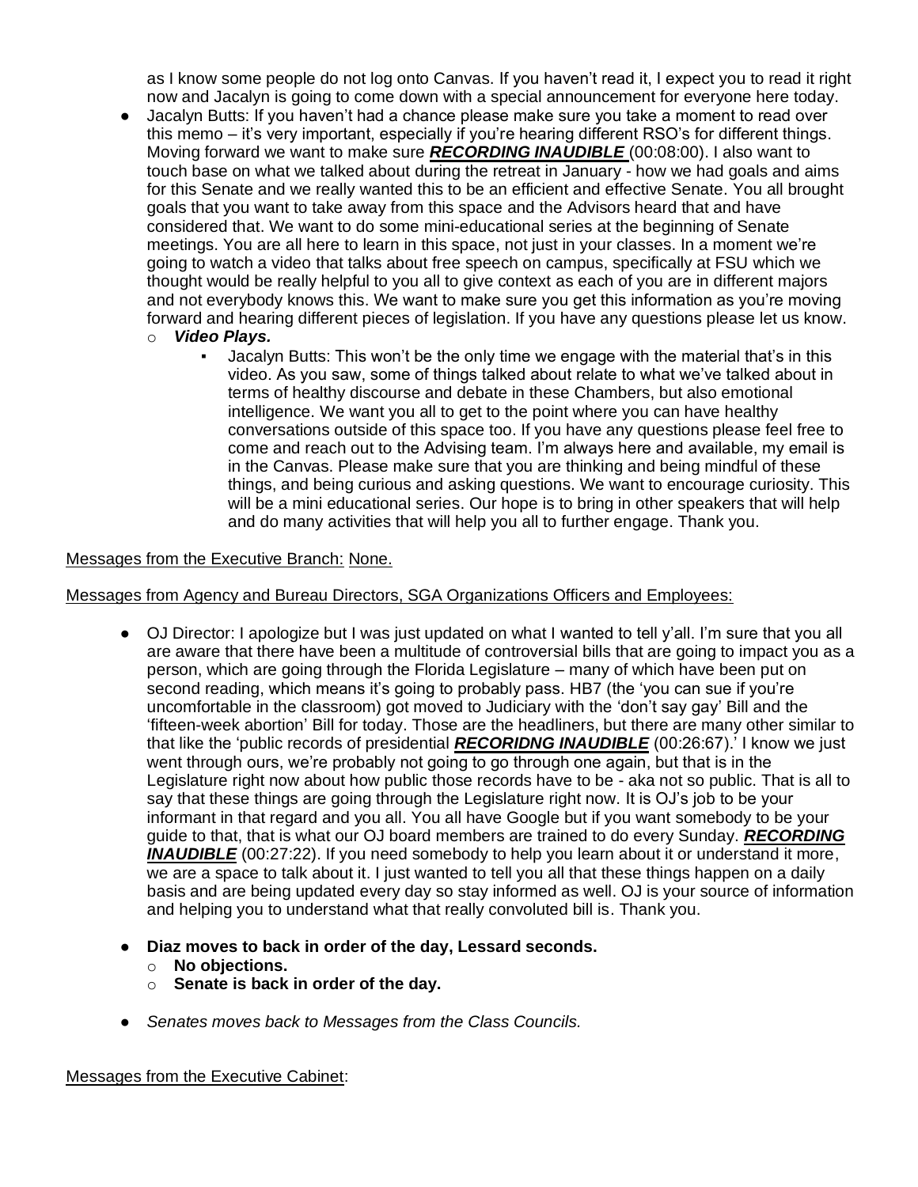as I know some people do not log onto Canvas. If you haven't read it, I expect you to read it right now and Jacalyn is going to come down with a special announcement for everyone here today.

- Jacalyn Butts: If you haven't had a chance please make sure you take a moment to read over this memo – it's very important, especially if you're hearing different RSO's for different things. Moving forward we want to make sure ***RECORDING INAUDIBLE*** (00:08:00). I also want to touch base on what we talked about during the retreat in January - how we had goals and aims for this Senate and we really wanted this to be an efficient and effective Senate. You all brought goals that you want to take away from this space and the Advisors heard that and have considered that. We want to do some mini-educational series at the beginning of Senate meetings. You are all here to learn in this space, not just in your classes. In a moment we're going to watch a video that talks about free speech on campus, specifically at FSU which we thought would be really helpful to you all to give context as each of you are in different majors and not everybody knows this. We want to make sure you get this information as you're moving forward and hearing different pieces of legislation. If you have any questions please let us know.
  - ***Video Plays.***
    - Jacalyn Butts: This won't be the only time we engage with the material that's in this video. As you saw, some of things talked about relate to what we've talked about in terms of healthy discourse and debate in these Chambers, but also emotional intelligence. We want you all to get to the point where you can have healthy conversations outside of this space too. If you have any questions please feel free to come and reach out to the Advising team. I'm always here and available, my email is in the Canvas. Please make sure that you are thinking and being mindful of these things, and being curious and asking questions. We want to encourage curiosity. This will be a mini educational series. Our hope is to bring in other speakers that will help and do many activities that will help you all to further engage. Thank you.

Messages from the Executive Branch: None.

Messages from Agency and Bureau Directors, SGA Organizations Officers and Employees:

- OJ Director: I apologize but I was just updated on what I wanted to tell y'all. I'm sure that you all are aware that there have been a multitude of controversial bills that are going to impact you as a person, which are going through the Florida Legislature – many of which have been put on second reading, which means it's going to probably pass. HB7 (the 'you can sue if you're uncomfortable in the classroom) got moved to Judiciary with the 'don't say gay' Bill and the 'fifteen-week abortion' Bill for today. Those are the headliners, but there are many other similar to that like the 'public records of presidential ***RECORIDNG INAUDIBLE*** (00:26:67).' I know we just went through ours, we're probably not going to go through one again, but that is in the Legislature right now about how public those records have to be - aka not so public. That is all to say that these things are going through the Legislature right now. It is OJ's job to be your informant in that regard and you all. You all have Google but if you want somebody to be your guide to that, that is what our OJ board members are trained to do every Sunday. ***RECORDING INAUDIBLE*** (00:27:22). If you need somebody to help you learn about it or understand it more, we are a space to talk about it. I just wanted to tell you all that these things happen on a daily basis and are being updated every day so stay informed as well. OJ is your source of information and helping you to understand what that really convoluted bill is. Thank you.

- **Diaz moves to back in order of the day, Lessard seconds.**
  - **No objections.**
  - **Senate is back in order of the day.**

- *Senates moves back to Messages from the Class Councils.*

Messages from the Executive Cabinet: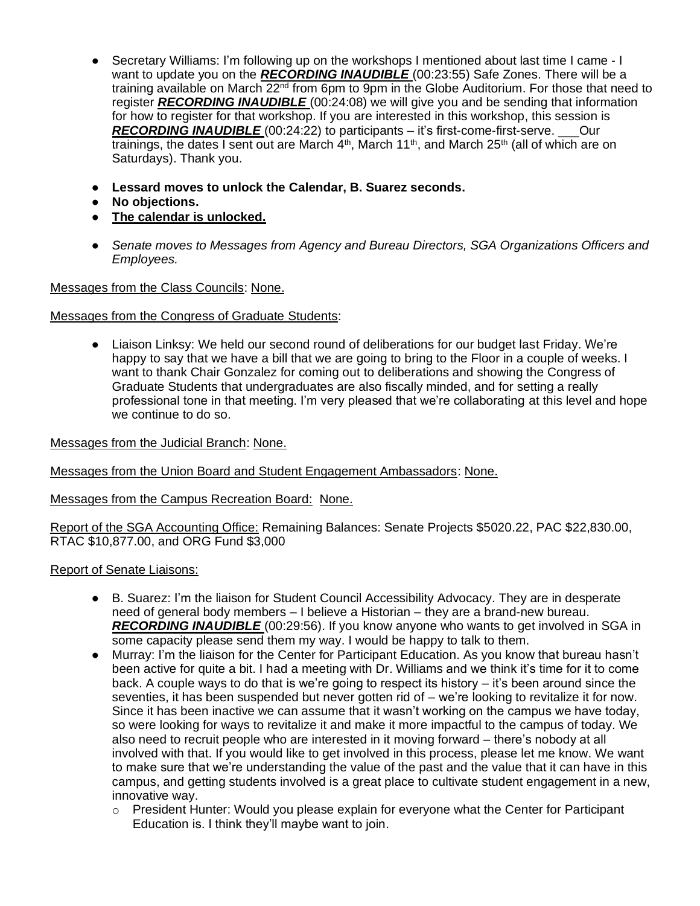- Secretary Williams: I'm following up on the workshops I mentioned about last time I came - I want to update you on the ***RECORDING INAUDIBLE*** (00:23:55) Safe Zones. There will be a training available on March 22nd from 6pm to 9pm in the Globe Auditorium. For those that need to register ***RECORDING INAUDIBLE*** (00:24:08) we will give you and be sending that information for how to register for that workshop. If you are interested in this workshop, this session is ***RECORDING INAUDIBLE*** (00:24:22) to participants – it's first-come-first-serve. ___Our trainings, the dates I sent out are March 4th, March 11th, and March 25th (all of which are on Saturdays). Thank you.

- **Lessard moves to unlock the Calendar, B. Suarez seconds.**
- **No objections.**
- **The calendar is unlocked.**

- *Senate moves to Messages from Agency and Bureau Directors, SGA Organizations Officers and Employees.*

Messages from the Class Councils: None.

Messages from the Congress of Graduate Students:

- Liaison Linksy: We held our second round of deliberations for our budget last Friday. We're happy to say that we have a bill that we are going to bring to the Floor in a couple of weeks. I want to thank Chair Gonzalez for coming out to deliberations and showing the Congress of Graduate Students that undergraduates are also fiscally minded, and for setting a really professional tone in that meeting. I'm very pleased that we're collaborating at this level and hope we continue to do so.

Messages from the Judicial Branch: None.

Messages from the Union Board and Student Engagement Ambassadors: None.

Messages from the Campus Recreation Board: None.

Report of the SGA Accounting Office: Remaining Balances: Senate Projects $5020.22, PAC $22,830.00, RTAC $10,877.00, and ORG Fund $3,000

Report of Senate Liaisons:

- B. Suarez: I'm the liaison for Student Council Accessibility Advocacy. They are in desperate need of general body members – I believe a Historian – they are a brand-new bureau. ***RECORDING INAUDIBLE*** (00:29:56). If you know anyone who wants to get involved in SGA in some capacity please send them my way. I would be happy to talk to them.
- Murray: I'm the liaison for the Center for Participant Education. As you know that bureau hasn't been active for quite a bit. I had a meeting with Dr. Williams and we think it's time for it to come back. A couple ways to do that is we're going to respect its history – it's been around since the seventies, it has been suspended but never gotten rid of – we're looking to revitalize it for now. Since it has been inactive we can assume that it wasn't working on the campus we have today, so were looking for ways to revitalize it and make it more impactful to the campus of today. We also need to recruit people who are interested in it moving forward – there's nobody at all involved with that. If you would like to get involved in this process, please let me know. We want to make sure that we're understanding the value of the past and the value that it can have in this campus, and getting students involved is a great place to cultivate student engagement in a new, innovative way.
  - President Hunter: Would you please explain for everyone what the Center for Participant Education is. I think they'll maybe want to join.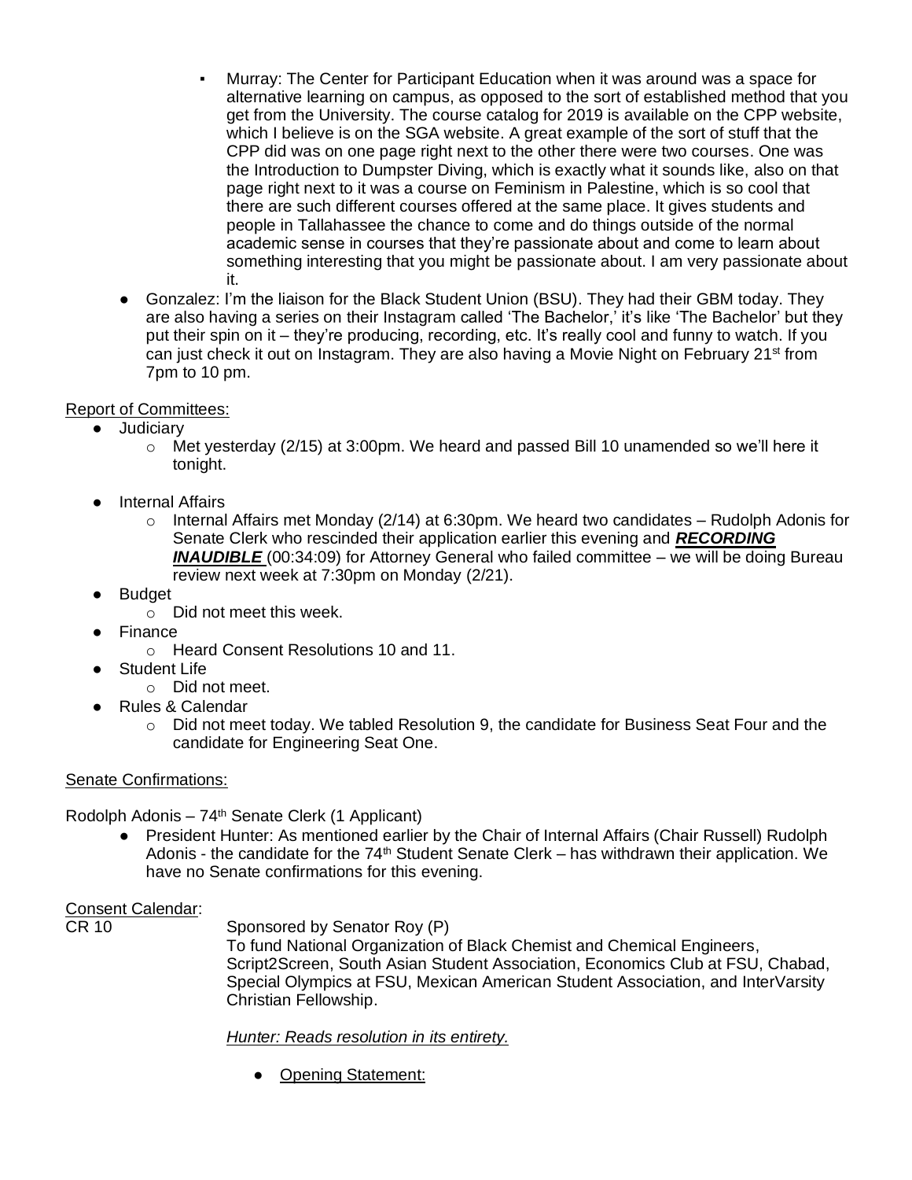- Murray: The Center for Participant Education when it was around was a space for alternative learning on campus, as opposed to the sort of established method that you get from the University. The course catalog for 2019 is available on the CPP website, which I believe is on the SGA website. A great example of the sort of stuff that the CPP did was on one page right next to the other there were two courses. One was the Introduction to Dumpster Diving, which is exactly what it sounds like, also on that page right next to it was a course on Feminism in Palestine, which is so cool that there are such different courses offered at the same place. It gives students and people in Tallahassee the chance to come and do things outside of the normal academic sense in courses that they're passionate about and come to learn about something interesting that you might be passionate about. I am very passionate about it.
- Gonzalez: I'm the liaison for the Black Student Union (BSU). They had their GBM today. They are also having a series on their Instagram called 'The Bachelor,' it's like 'The Bachelor' but they put their spin on it – they're producing, recording, etc. It's really cool and funny to watch. If you can just check it out on Instagram. They are also having a Movie Night on February 21st from 7pm to 10 pm.

Report of Committees:

- Judiciary
  - Met yesterday (2/15) at 3:00pm. We heard and passed Bill 10 unamended so we'll here it tonight.
- Internal Affairs
  - Internal Affairs met Monday (2/14) at 6:30pm. We heard two candidates – Rudolph Adonis for Senate Clerk who rescinded their application earlier this evening and ***RECORDING INAUDIBLE*** (00:34:09) for Attorney General who failed committee – we will be doing Bureau review next week at 7:30pm on Monday (2/21).
- Budget
  - Did not meet this week.
- Finance
  - Heard Consent Resolutions 10 and 11.
- Student Life
  - Did not meet.
- Rules & Calendar
  - Did not meet today. We tabled Resolution 9, the candidate for Business Seat Four and the candidate for Engineering Seat One.

Senate Confirmations:

Rudolph Adonis – 74th Senate Clerk (1 Applicant)

- President Hunter: As mentioned earlier by the Chair of Internal Affairs (Chair Russell) Rudolph Adonis - the candidate for the 74th Student Senate Clerk – has withdrawn their application. We have no Senate confirmations for this evening.

Consent Calendar:

CR 10 — Sponsored by Senator Roy (P)
To fund National Organization of Black Chemist and Chemical Engineers, Script2Screen, South Asian Student Association, Economics Club at FSU, Chabad, Special Olympics at FSU, Mexican American Student Association, and InterVarsity Christian Fellowship.

*Hunter: Reads resolution in its entirety.*

- Opening Statement: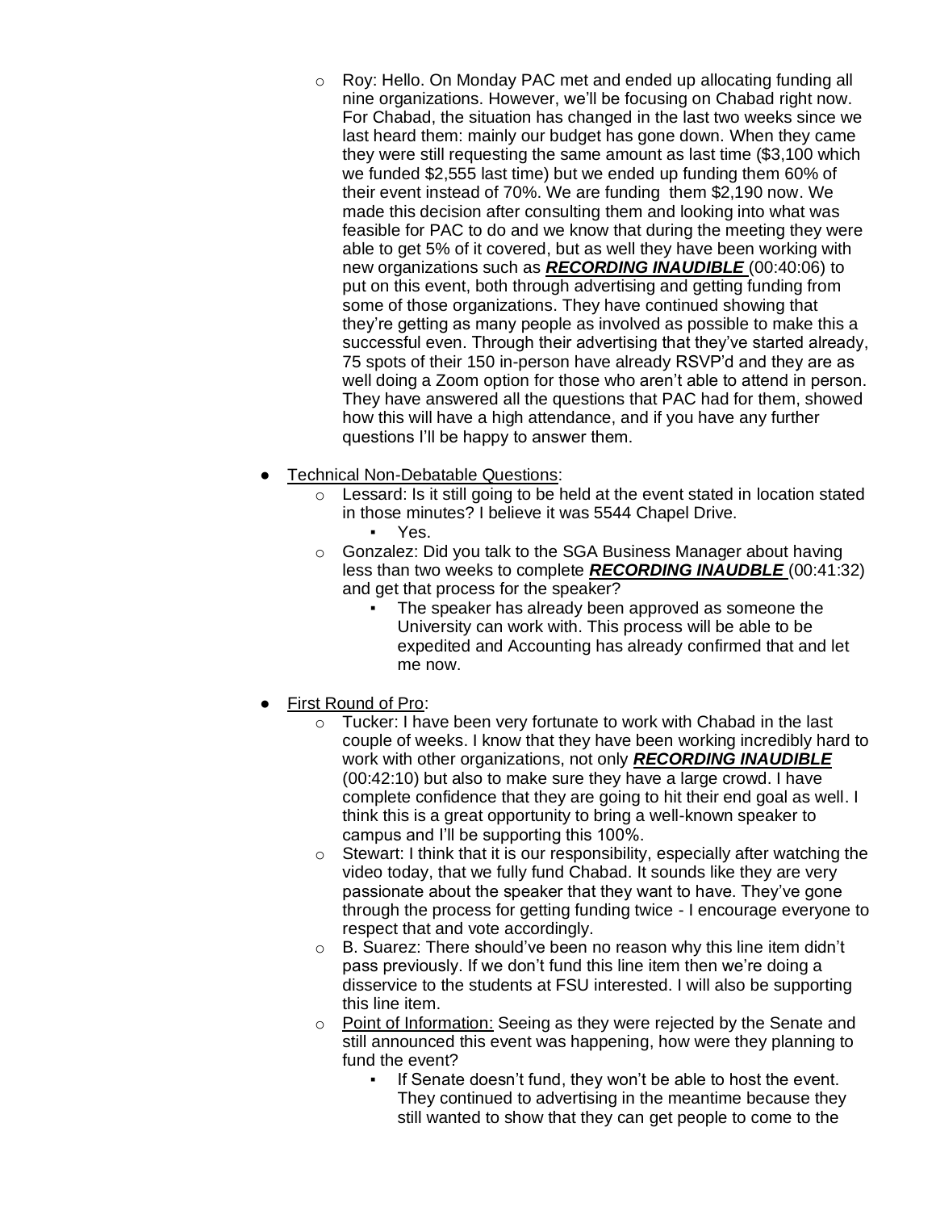- Roy: Hello. On Monday PAC met and ended up allocating funding all nine organizations. However, we'll be focusing on Chabad right now. For Chabad, the situation has changed in the last two weeks since we last heard them: mainly our budget has gone down. When they came they were still requesting the same amount as last time ($3,100 which we funded $2,555 last time) but we ended up funding them 60% of their event instead of 70%. We are funding them $2,190 now. We made this decision after consulting them and looking into what was feasible for PAC to do and we know that during the meeting they were able to get 5% of it covered, but as well they have been working with new organizations such as ***RECORDING INAUDIBLE*** (00:40:06) to put on this event, both through advertising and getting funding from some of those organizations. They have continued showing that they're getting as many people as involved as possible to make this a successful even. Through their advertising that they've started already, 75 spots of their 150 in-person have already RSVP'd and they are as well doing a Zoom option for those who aren't able to attend in person. They have answered all the questions that PAC had for them, showed how this will have a high attendance, and if you have any further questions I'll be happy to answer them.

- Technical Non-Debatable Questions:
  - Lessard: Is it still going to be held at the event stated in location stated in those minutes? I believe it was 5544 Chapel Drive.
    - Yes.
  - Gonzalez: Did you talk to the SGA Business Manager about having less than two weeks to complete ***RECORDING INAUDBLE*** (00:41:32) and get that process for the speaker?
    - The speaker has already been approved as someone the University can work with. This process will be able to be expedited and Accounting has already confirmed that and let me now.

- First Round of Pro:
  - Tucker: I have been very fortunate to work with Chabad in the last couple of weeks. I know that they have been working incredibly hard to work with other organizations, not only ***RECORDING INAUDIBLE*** (00:42:10) but also to make sure they have a large crowd. I have complete confidence that they are going to hit their end goal as well. I think this is a great opportunity to bring a well-known speaker to campus and I'll be supporting this 100%.
  - Stewart: I think that it is our responsibility, especially after watching the video today, that we fully fund Chabad. It sounds like they are very passionate about the speaker that they want to have. They've gone through the process for getting funding twice - I encourage everyone to respect that and vote accordingly.
  - B. Suarez: There should've been no reason why this line item didn't pass previously. If we don't fund this line item then we're doing a disservice to the students at FSU interested. I will also be supporting this line item.
  - Point of Information: Seeing as they were rejected by the Senate and still announced this event was happening, how were they planning to fund the event?
    - If Senate doesn't fund, they won't be able to host the event. They continued to advertising in the meantime because they still wanted to show that they can get people to come to the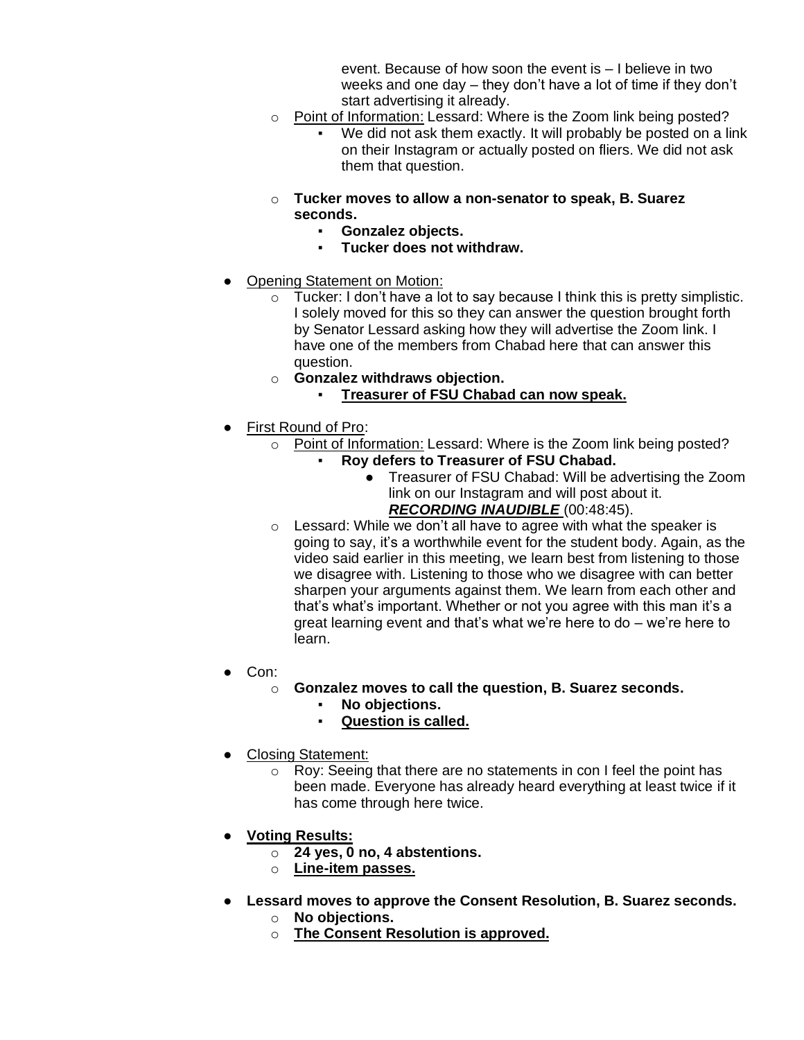- event. Because of how soon the event is – I believe in two weeks and one day – they don't have a lot of time if they don't start advertising it already.
    - Point of Information: Lessard: Where is the Zoom link being posted?
        - We did not ask them exactly. It will probably be posted on a link on their Instagram or actually posted on fliers. We did not ask them that question.
    - **Tucker moves to allow a non-senator to speak, B. Suarez seconds.**
        - **Gonzalez objects.**
        - **Tucker does not withdraw.**

- Opening Statement on Motion:
    - Tucker: I don't have a lot to say because I think this is pretty simplistic. I solely moved for this so they can answer the question brought forth by Senator Lessard asking how they will advertise the Zoom link. I have one of the members from Chabad here that can answer this question.
    - **Gonzalez withdraws objection.**
        - **Treasurer of FSU Chabad can now speak.**

- First Round of Pro:
    - Point of Information: Lessard: Where is the Zoom link being posted?
        - **Roy defers to Treasurer of FSU Chabad.**
            - Treasurer of FSU Chabad: Will be advertising the Zoom link on our Instagram and will post about it. ***RECORDING INAUDIBLE*** (00:48:45).
    - Lessard: While we don't all have to agree with what the speaker is going to say, it's a worthwhile event for the student body. Again, as the video said earlier in this meeting, we learn best from listening to those we disagree with. Listening to those who we disagree with can better sharpen your arguments against them. We learn from each other and that's what's important. Whether or not you agree with this man it's a great learning event and that's what we're here to do – we're here to learn.

- Con:
    - **Gonzalez moves to call the question, B. Suarez seconds.**
        - **No objections.**
        - **Question is called.**

- Closing Statement:
    - Roy: Seeing that there are no statements in con I feel the point has been made. Everyone has already heard everything at least twice if it has come through here twice.

- **Voting Results:**
    - **24 yes, 0 no, 4 abstentions.**
    - **Line-item passes.**

- **Lessard moves to approve the Consent Resolution, B. Suarez seconds.**
    - **No objections.**
    - **The Consent Resolution is approved.**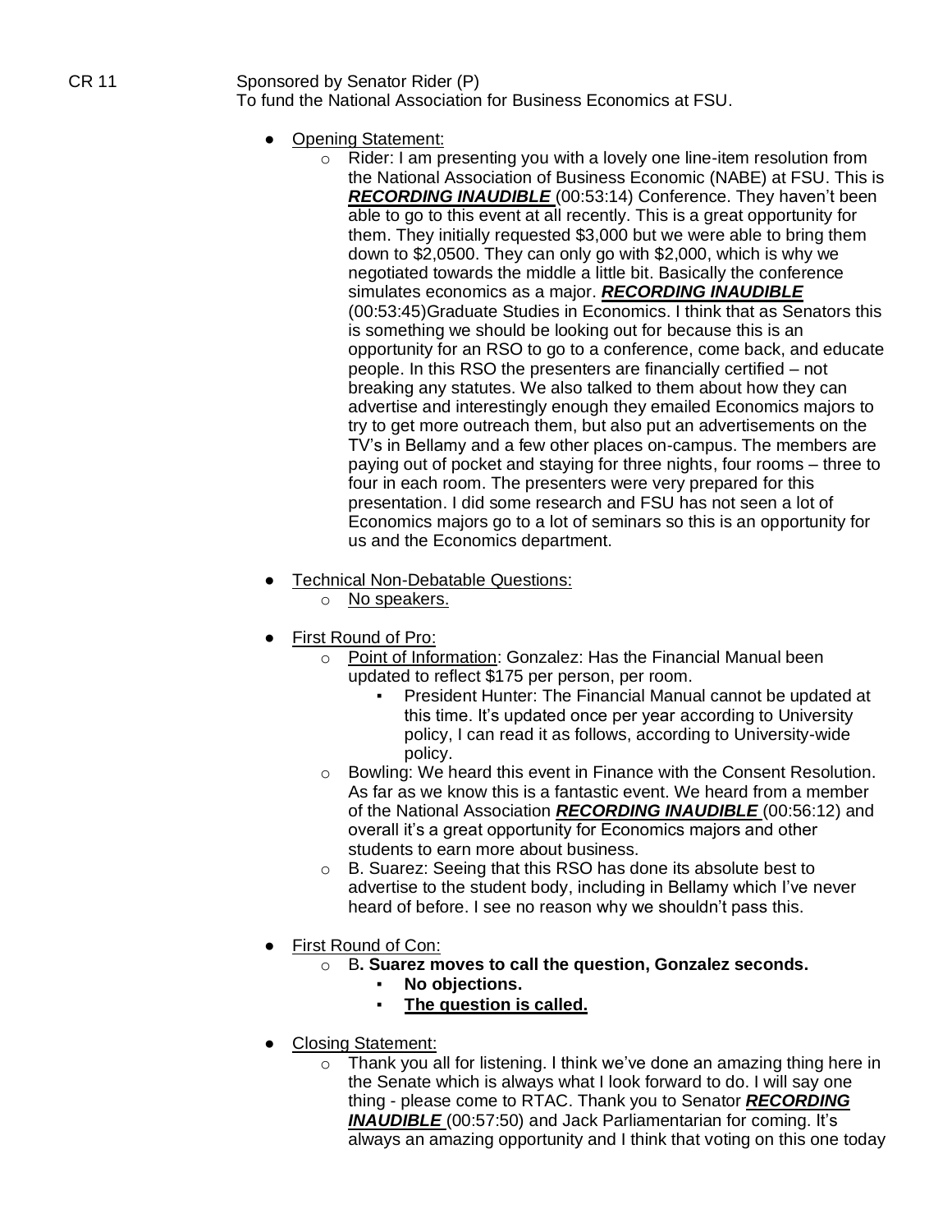CR 11 Sponsored by Senator Rider (P)
To fund the National Association for Business Economics at FSU.

- Opening Statement:
  - Rider: I am presenting you with a lovely one line-item resolution from the National Association of Business Economic (NABE) at FSU. This is ***RECORDING INAUDIBLE*** (00:53:14) Conference. They haven't been able to go to this event at all recently. This is a great opportunity for them. They initially requested $3,000 but we were able to bring them down to $2,0500. They can only go with $2,000, which is why we negotiated towards the middle a little bit. Basically the conference simulates economics as a major. ***RECORDING INAUDIBLE*** (00:53:45)Graduate Studies in Economics. I think that as Senators this is something we should be looking out for because this is an opportunity for an RSO to go to a conference, come back, and educate people. In this RSO the presenters are financially certified – not breaking any statutes. We also talked to them about how they can advertise and interestingly enough they emailed Economics majors to try to get more outreach them, but also put an advertisements on the TV's in Bellamy and a few other places on-campus. The members are paying out of pocket and staying for three nights, four rooms – three to four in each room. The presenters were very prepared for this presentation. I did some research and FSU has not seen a lot of Economics majors go to a lot of seminars so this is an opportunity for us and the Economics department.

- Technical Non-Debatable Questions:
  - No speakers.

- First Round of Pro:
  - Point of Information: Gonzalez: Has the Financial Manual been updated to reflect $175 per person, per room.
    - President Hunter: The Financial Manual cannot be updated at this time. It's updated once per year according to University policy, I can read it as follows, according to University-wide policy.
  - Bowling: We heard this event in Finance with the Consent Resolution. As far as we know this is a fantastic event. We heard from a member of the National Association ***RECORDING INAUDIBLE*** (00:56:12) and overall it's a great opportunity for Economics majors and other students to earn more about business.
  - B. Suarez: Seeing that this RSO has done its absolute best to advertise to the student body, including in Bellamy which I've never heard of before. I see no reason why we shouldn't pass this.

- First Round of Con:
  - B**. Suarez moves to call the question, Gonzalez seconds.**
    - **No objections.**
    - **The question is called.**

- Closing Statement:
  - Thank you all for listening. I think we've done an amazing thing here in the Senate which is always what I look forward to do. I will say one thing - please come to RTAC. Thank you to Senator ***RECORDING INAUDIBLE*** (00:57:50) and Jack Parliamentarian for coming. It's always an amazing opportunity and I think that voting on this one today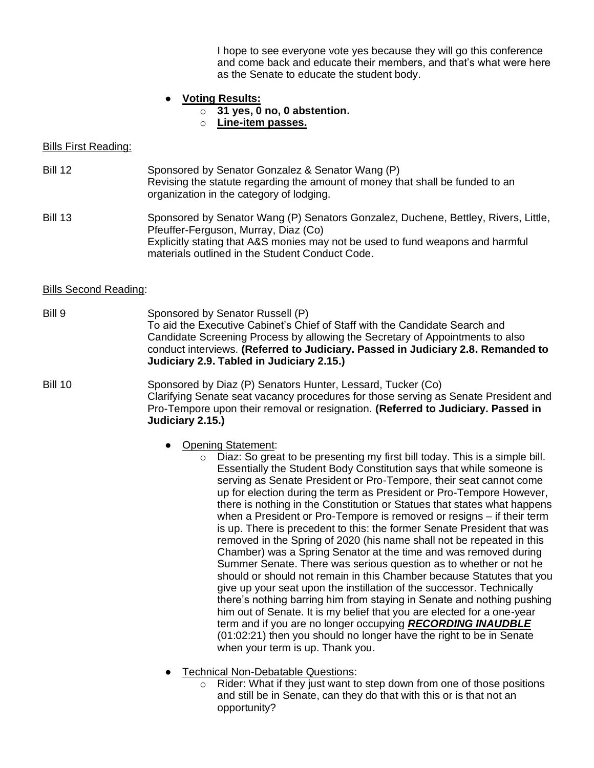I hope to see everyone vote yes because they will go this conference and come back and educate their members, and that's what were here as the Senate to educate the student body.

- **Voting Results:**
  - **31 yes, 0 no, 0 abstention.**
  - **Line-item passes.**

Bills First Reading:

Bill 12 — Sponsored by Senator Gonzalez & Senator Wang (P)
Revising the statute regarding the amount of money that shall be funded to an organization in the category of lodging.

Bill 13 — Sponsored by Senator Wang (P) Senators Gonzalez, Duchene, Bettley, Rivers, Little, Pfeuffer-Ferguson, Murray, Diaz (Co)
Explicitly stating that A&S monies may not be used to fund weapons and harmful materials outlined in the Student Conduct Code.

Bills Second Reading:

Bill 9 — Sponsored by Senator Russell (P)
To aid the Executive Cabinet's Chief of Staff with the Candidate Search and Candidate Screening Process by allowing the Secretary of Appointments to also conduct interviews. **(Referred to Judiciary. Passed in Judiciary 2.8. Remanded to Judiciary 2.9. Tabled in Judiciary 2.15.)**

Bill 10 — Sponsored by Diaz (P) Senators Hunter, Lessard, Tucker (Co)
Clarifying Senate seat vacancy procedures for those serving as Senate President and Pro-Tempore upon their removal or resignation. **(Referred to Judiciary. Passed in Judiciary 2.15.)**

- Opening Statement:
  - Diaz: So great to be presenting my first bill today. This is a simple bill. Essentially the Student Body Constitution says that while someone is serving as Senate President or Pro-Tempore, their seat cannot come up for election during the term as President or Pro-Tempore However, there is nothing in the Constitution or Statues that states what happens when a President or Pro-Tempore is removed or resigns – if their term is up. There is precedent to this: the former Senate President that was removed in the Spring of 2020 (his name shall not be repeated in this Chamber) was a Spring Senator at the time and was removed during Summer Senate. There was serious question as to whether or not he should or should not remain in this Chamber because Statutes that you give up your seat upon the instillation of the successor. Technically there's nothing barring him from staying in Senate and nothing pushing him out of Senate. It is my belief that you are elected for a one-year term and if you are no longer occupying ***RECORDING INAUDBLE*** (01:02:21) then you should no longer have the right to be in Senate when your term is up. Thank you.
- Technical Non-Debatable Questions:
  - Rider: What if they just want to step down from one of those positions and still be in Senate, can they do that with this or is that not an opportunity?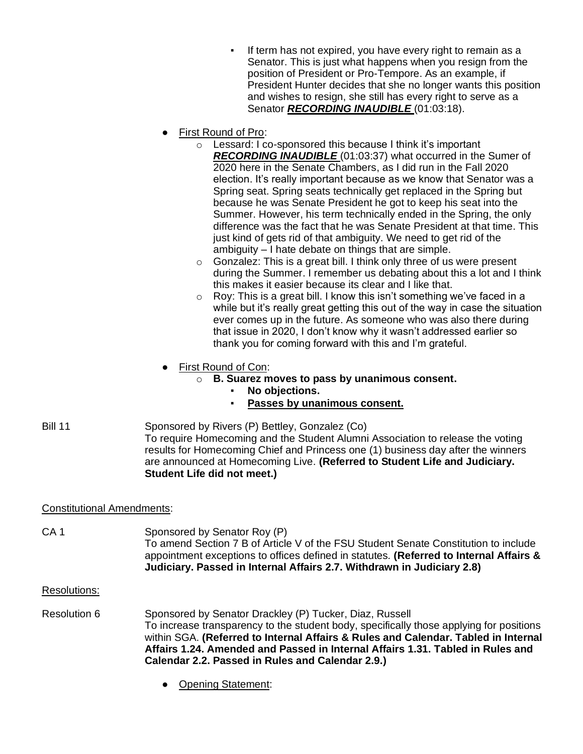- If term has not expired, you have every right to remain as a Senator. This is just what happens when you resign from the position of President or Pro-Tempore. As an example, if President Hunter decides that she no longer wants this position and wishes to resign, she still has every right to serve as a Senator ***RECORDING INAUDIBLE*** (01:03:18).

- First Round of Pro:
    - Lessard: I co-sponsored this because I think it's important ***RECORDING INAUDIBLE*** (01:03:37) what occurred in the Sumer of 2020 here in the Senate Chambers, as I did run in the Fall 2020 election. It's really important because as we know that Senator was a Spring seat. Spring seats technically get replaced in the Spring but because he was Senate President he got to keep his seat into the Summer. However, his term technically ended in the Spring, the only difference was the fact that he was Senate President at that time. This just kind of gets rid of that ambiguity. We need to get rid of the ambiguity – I hate debate on things that are simple.
    - Gonzalez: This is a great bill. I think only three of us were present during the Summer. I remember us debating about this a lot and I think this makes it easier because its clear and I like that.
    - Roy: This is a great bill. I know this isn't something we've faced in a while but it's really great getting this out of the way in case the situation ever comes up in the future. As someone who was also there during that issue in 2020, I don't know why it wasn't addressed earlier so thank you for coming forward with this and I'm grateful.

- First Round of Con:
    - **B. Suarez moves to pass by unanimous consent.**
        - **No objections.**
        - **Passes by unanimous consent.**

Bill 11 — Sponsored by Rivers (P) Bettley, Gonzalez (Co)
To require Homecoming and the Student Alumni Association to release the voting results for Homecoming Chief and Princess one (1) business day after the winners are announced at Homecoming Live. **(Referred to Student Life and Judiciary. Student Life did not meet.)**

Constitutional Amendments:

CA 1 — Sponsored by Senator Roy (P)
To amend Section 7 B of Article V of the FSU Student Senate Constitution to include appointment exceptions to offices defined in statutes. **(Referred to Internal Affairs & Judiciary. Passed in Internal Affairs 2.7. Withdrawn in Judiciary 2.8)**

Resolutions:

Resolution 6 — Sponsored by Senator Drackley (P) Tucker, Diaz, Russell
To increase transparency to the student body, specifically those applying for positions within SGA. **(Referred to Internal Affairs & Rules and Calendar. Tabled in Internal Affairs 1.24. Amended and Passed in Internal Affairs 1.31. Tabled in Rules and Calendar 2.2. Passed in Rules and Calendar 2.9.)**

- Opening Statement: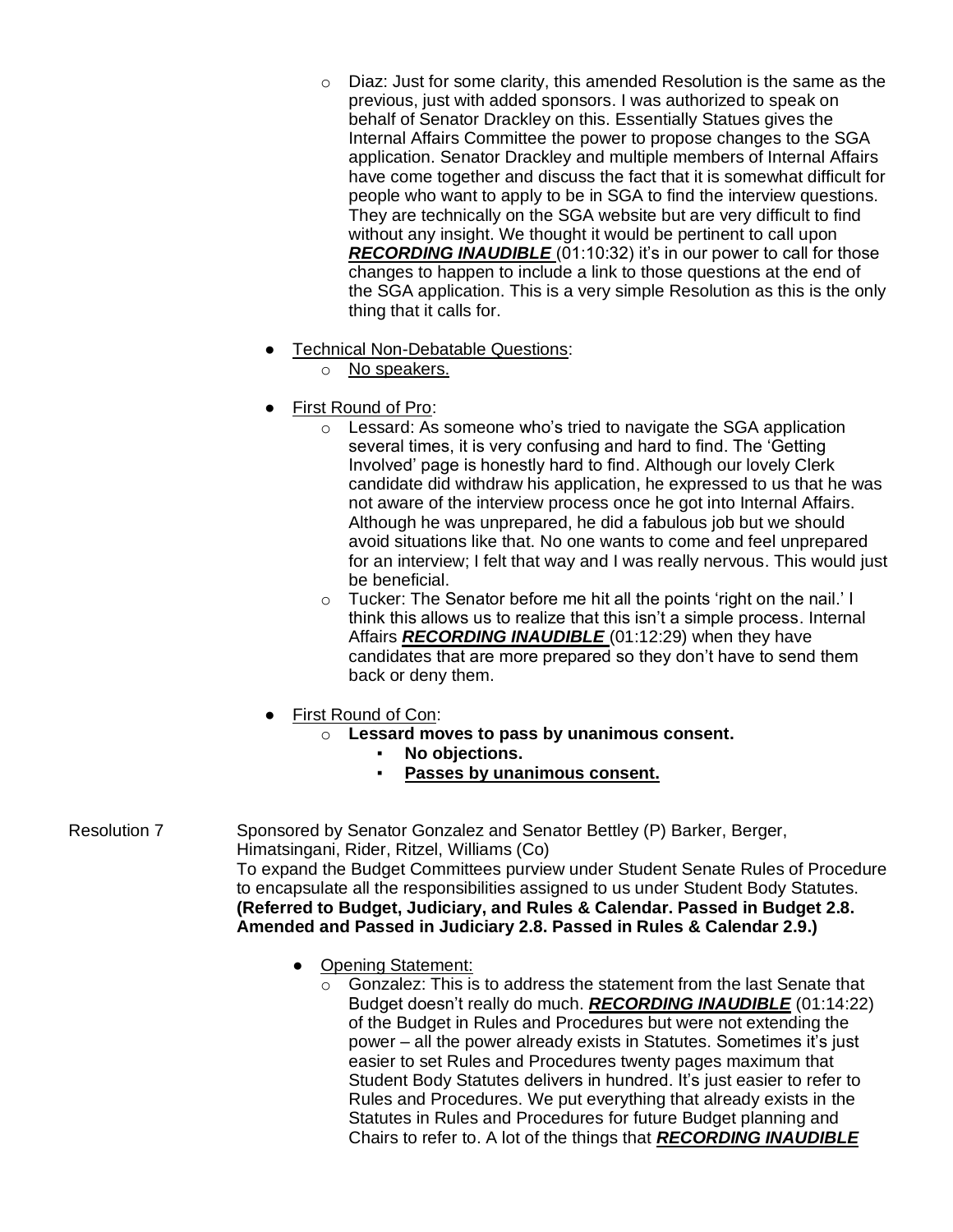- Diaz: Just for some clarity, this amended Resolution is the same as the previous, just with added sponsors. I was authorized to speak on behalf of Senator Drackley on this. Essentially Statues gives the Internal Affairs Committee the power to propose changes to the SGA application. Senator Drackley and multiple members of Internal Affairs have come together and discuss the fact that it is somewhat difficult for people who want to apply to be in SGA to find the interview questions. They are technically on the SGA website but are very difficult to find without any insight. We thought it would be pertinent to call upon ***RECORDING INAUDIBLE*** (01:10:32) it's in our power to call for those changes to happen to include a link to those questions at the end of the SGA application. This is a very simple Resolution as this is the only thing that it calls for.

- Technical Non-Debatable Questions:
  - No speakers.

- First Round of Pro:
  - Lessard: As someone who's tried to navigate the SGA application several times, it is very confusing and hard to find. The 'Getting Involved' page is honestly hard to find. Although our lovely Clerk candidate did withdraw his application, he expressed to us that he was not aware of the interview process once he got into Internal Affairs. Although he was unprepared, he did a fabulous job but we should avoid situations like that. No one wants to come and feel unprepared for an interview; I felt that way and I was really nervous. This would just be beneficial.
  - Tucker: The Senator before me hit all the points 'right on the nail.' I think this allows us to realize that this isn't a simple process. Internal Affairs ***RECORDING INAUDIBLE*** (01:12:29) when they have candidates that are more prepared so they don't have to send them back or deny them.

- First Round of Con:
  - **Lessard moves to pass by unanimous consent.**
    - **No objections.**
    - **Passes by unanimous consent.**

Resolution 7 — Sponsored by Senator Gonzalez and Senator Bettley (P) Barker, Berger, Himatsingani, Rider, Ritzel, Williams (Co)
To expand the Budget Committees purview under Student Senate Rules of Procedure to encapsulate all the responsibilities assigned to us under Student Body Statutes.
**(Referred to Budget, Judiciary, and Rules & Calendar. Passed in Budget 2.8. Amended and Passed in Judiciary 2.8. Passed in Rules & Calendar 2.9.)**

- Opening Statement:
  - Gonzalez: This is to address the statement from the last Senate that Budget doesn't really do much. ***RECORDING INAUDIBLE*** (01:14:22) of the Budget in Rules and Procedures but were not extending the power – all the power already exists in Statutes. Sometimes it's just easier to set Rules and Procedures twenty pages maximum that Student Body Statutes delivers in hundred. It's just easier to refer to Rules and Procedures. We put everything that already exists in the Statutes in Rules and Procedures for future Budget planning and Chairs to refer to. A lot of the things that ***RECORDING INAUDIBLE***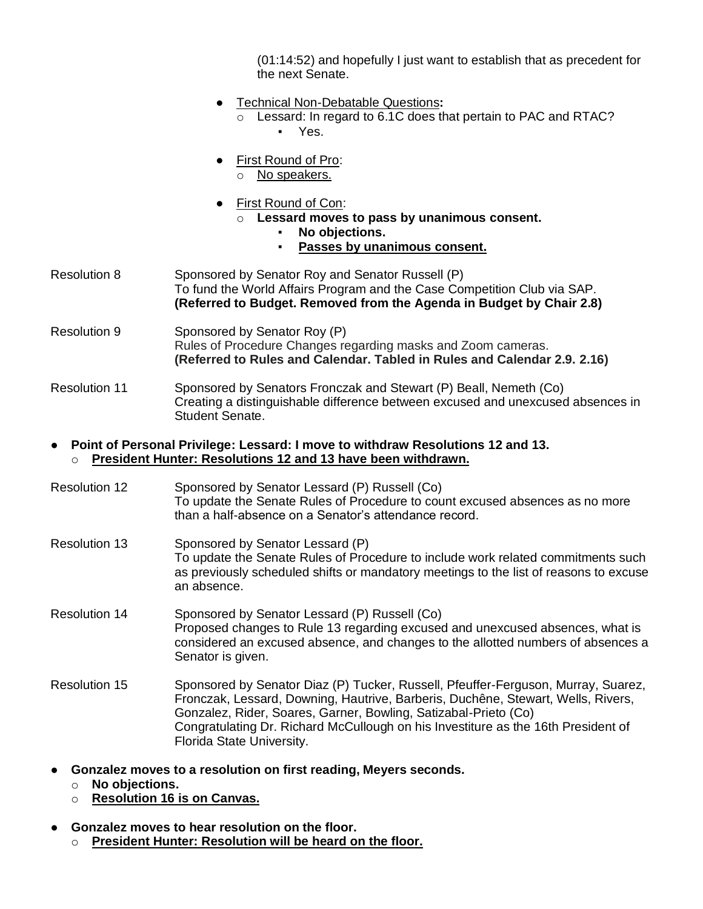(01:14:52) and hopefully I just want to establish that as precedent for the next Senate.

- Technical Non-Debatable Questions**:**
  - Lessard: In regard to 6.1C does that pertain to PAC and RTAC?
    - Yes.

- First Round of Pro:
  - No speakers.

- First Round of Con:
  - **Lessard moves to pass by unanimous consent.**
    - **No objections.**
    - **Passes by unanimous consent.**

Resolution 8 — Sponsored by Senator Roy and Senator Russell (P)
To fund the World Affairs Program and the Case Competition Club via SAP.
**(Referred to Budget. Removed from the Agenda in Budget by Chair 2.8)**

Resolution 9 — Sponsored by Senator Roy (P)
Rules of Procedure Changes regarding masks and Zoom cameras.
**(Referred to Rules and Calendar. Tabled in Rules and Calendar 2.9. 2.16)**

Resolution 11 — Sponsored by Senators Fronczak and Stewart (P) Beall, Nemeth (Co)
Creating a distinguishable difference between excused and unexcused absences in Student Senate.

- **Point of Personal Privilege: Lessard: I move to withdraw Resolutions 12 and 13.**
  - **President Hunter: Resolutions 12 and 13 have been withdrawn.**

Resolution 12 — Sponsored by Senator Lessard (P) Russell (Co)
To update the Senate Rules of Procedure to count excused absences as no more than a half-absence on a Senator's attendance record.

Resolution 13 — Sponsored by Senator Lessard (P)
To update the Senate Rules of Procedure to include work related commitments such as previously scheduled shifts or mandatory meetings to the list of reasons to excuse an absence.

Resolution 14 — Sponsored by Senator Lessard (P) Russell (Co)
Proposed changes to Rule 13 regarding excused and unexcused absences, what is considered an excused absence, and changes to the allotted numbers of absences a Senator is given.

Resolution 15 — Sponsored by Senator Diaz (P) Tucker, Russell, Pfeuffer-Ferguson, Murray, Suarez, Fronczak, Lessard, Downing, Hautrive, Barberis, Duchêne, Stewart, Wells, Rivers, Gonzalez, Rider, Soares, Garner, Bowling, Satizabal-Prieto (Co)
Congratulating Dr. Richard McCullough on his Investiture as the 16th President of Florida State University.

- **Gonzalez moves to a resolution on first reading, Meyers seconds.**
  - **No objections.**
  - **Resolution 16 is on Canvas.**

- **Gonzalez moves to hear resolution on the floor.**
  - **President Hunter: Resolution will be heard on the floor.**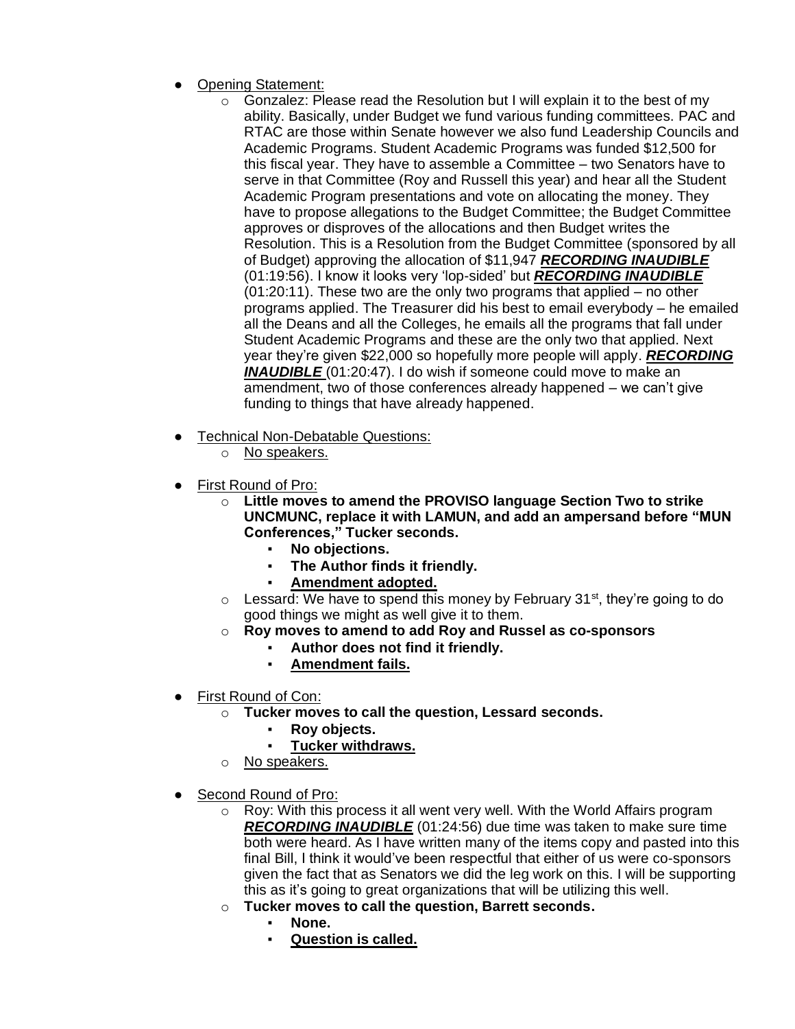- Opening Statement:
  - Gonzalez: Please read the Resolution but I will explain it to the best of my ability. Basically, under Budget we fund various funding committees. PAC and RTAC are those within Senate however we also fund Leadership Councils and Academic Programs. Student Academic Programs was funded $12,500 for this fiscal year. They have to assemble a Committee – two Senators have to serve in that Committee (Roy and Russell this year) and hear all the Student Academic Program presentations and vote on allocating the money. They have to propose allegations to the Budget Committee; the Budget Committee approves or disproves of the allocations and then Budget writes the Resolution. This is a Resolution from the Budget Committee (sponsored by all of Budget) approving the allocation of $11,947 ***RECORDING INAUDIBLE*** (01:19:56). I know it looks very 'lop-sided' but ***RECORDING INAUDIBLE*** (01:20:11). These two are the only two programs that applied – no other programs applied. The Treasurer did his best to email everybody – he emailed all the Deans and all the Colleges, he emails all the programs that fall under Student Academic Programs and these are the only two that applied. Next year they're given $22,000 so hopefully more people will apply. ***RECORDING INAUDIBLE*** (01:20:47). I do wish if someone could move to make an amendment, two of those conferences already happened – we can't give funding to things that have already happened.

- Technical Non-Debatable Questions:
  - No speakers.

- First Round of Pro:
  - **Little moves to amend the PROVISO language Section Two to strike UNCMUNC, replace it with LAMUN, and add an ampersand before "MUN Conferences," Tucker seconds.**
    - **No objections.**
    - **The Author finds it friendly.**
    - **Amendment adopted.**
  - Lessard: We have to spend this money by February 31st, they're going to do good things we might as well give it to them.
  - **Roy moves to amend to add Roy and Russel as co-sponsors**
    - **Author does not find it friendly.**
    - **Amendment fails.**

- First Round of Con:
  - **Tucker moves to call the question, Lessard seconds.**
    - **Roy objects.**
    - **Tucker withdraws.**
  - No speakers.

- Second Round of Pro:
  - Roy: With this process it all went very well. With the World Affairs program ***RECORDING INAUDIBLE*** (01:24:56) due time was taken to make sure time both were heard. As I have written many of the items copy and pasted into this final Bill, I think it would've been respectful that either of us were co-sponsors given the fact that as Senators we did the leg work on this. I will be supporting this as it's going to great organizations that will be utilizing this well.
  - **Tucker moves to call the question, Barrett seconds.**
    - **None.**
    - **Question is called.**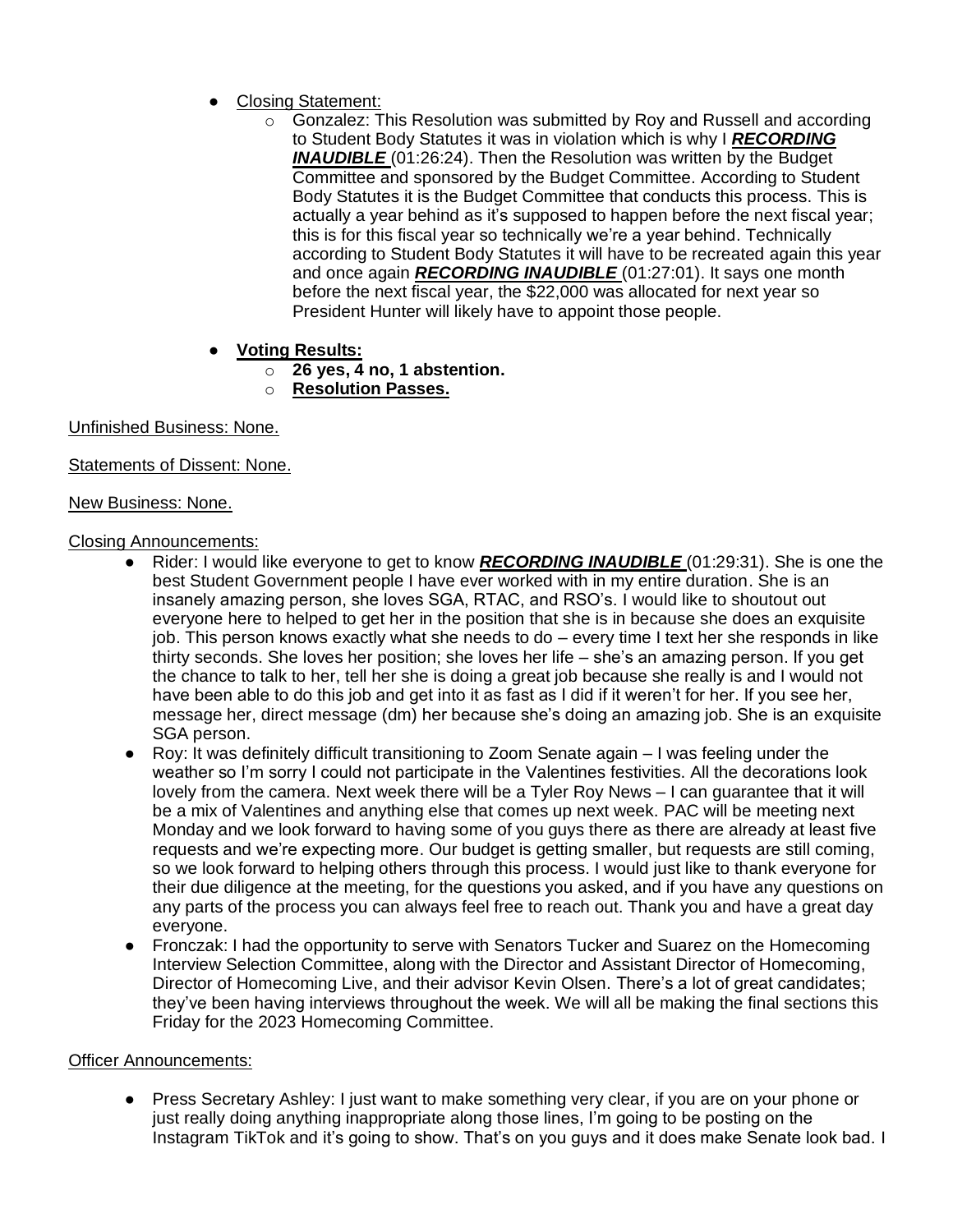- Closing Statement:
  - Gonzalez: This Resolution was submitted by Roy and Russell and according to Student Body Statutes it was in violation which is why I ***RECORDING INAUDIBLE*** (01:26:24). Then the Resolution was written by the Budget Committee and sponsored by the Budget Committee. According to Student Body Statutes it is the Budget Committee that conducts this process. This is actually a year behind as it's supposed to happen before the next fiscal year; this is for this fiscal year so technically we're a year behind. Technically according to Student Body Statutes it will have to be recreated again this year and once again ***RECORDING INAUDIBLE*** (01:27:01). It says one month before the next fiscal year, the $22,000 was allocated for next year so President Hunter will likely have to appoint those people.

- **Voting Results:**
  - **26 yes, 4 no, 1 abstention.**
  - **Resolution Passes.**

Unfinished Business: None.

Statements of Dissent: None.

New Business: None.

Closing Announcements:

- Rider: I would like everyone to get to know ***RECORDING INAUDIBLE*** (01:29:31). She is one the best Student Government people I have ever worked with in my entire duration. She is an insanely amazing person, she loves SGA, RTAC, and RSO's. I would like to shoutout out everyone here to helped to get her in the position that she is in because she does an exquisite job. This person knows exactly what she needs to do – every time I text her she responds in like thirty seconds. She loves her position; she loves her life – she's an amazing person. If you get the chance to talk to her, tell her she is doing a great job because she really is and I would not have been able to do this job and get into it as fast as I did if it weren't for her. If you see her, message her, direct message (dm) her because she's doing an amazing job. She is an exquisite SGA person.
- Roy: It was definitely difficult transitioning to Zoom Senate again – I was feeling under the weather so I'm sorry I could not participate in the Valentines festivities. All the decorations look lovely from the camera. Next week there will be a Tyler Roy News – I can guarantee that it will be a mix of Valentines and anything else that comes up next week. PAC will be meeting next Monday and we look forward to having some of you guys there as there are already at least five requests and we're expecting more. Our budget is getting smaller, but requests are still coming, so we look forward to helping others through this process. I would just like to thank everyone for their due diligence at the meeting, for the questions you asked, and if you have any questions on any parts of the process you can always feel free to reach out. Thank you and have a great day everyone.
- Fronczak: I had the opportunity to serve with Senators Tucker and Suarez on the Homecoming Interview Selection Committee, along with the Director and Assistant Director of Homecoming, Director of Homecoming Live, and their advisor Kevin Olsen. There's a lot of great candidates; they've been having interviews throughout the week. We will all be making the final sections this Friday for the 2023 Homecoming Committee.

Officer Announcements:

- Press Secretary Ashley: I just want to make something very clear, if you are on your phone or just really doing anything inappropriate along those lines, I'm going to be posting on the Instagram TikTok and it's going to show. That's on you guys and it does make Senate look bad. I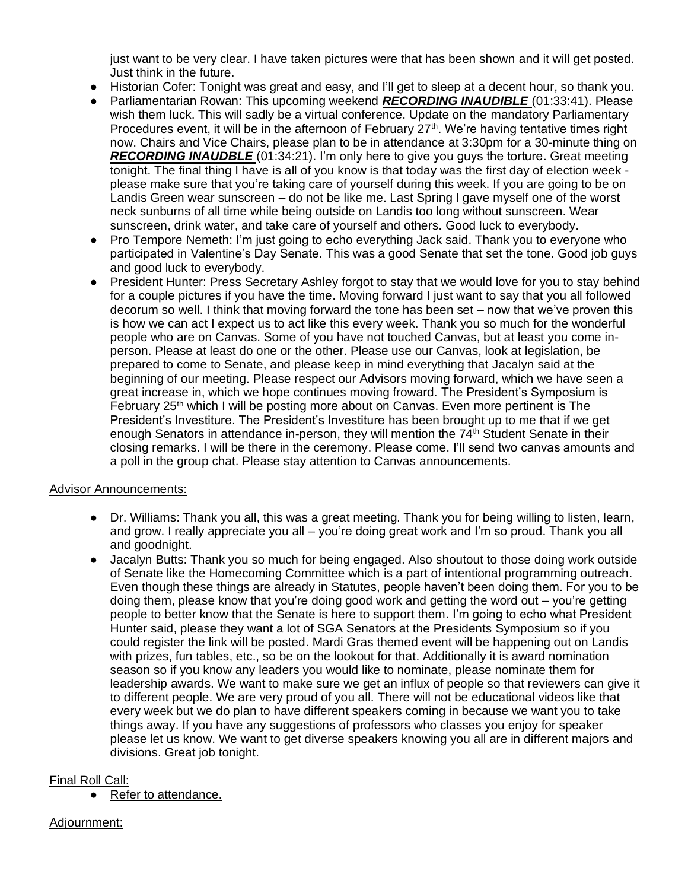just want to be very clear. I have taken pictures were that has been shown and it will get posted. Just think in the future.

- Historian Cofer: Tonight was great and easy, and I'll get to sleep at a decent hour, so thank you.
- Parliamentarian Rowan: This upcoming weekend ***RECORDING INAUDIBLE*** (01:33:41). Please wish them luck. This will sadly be a virtual conference. Update on the mandatory Parliamentary Procedures event, it will be in the afternoon of February 27th. We're having tentative times right now. Chairs and Vice Chairs, please plan to be in attendance at 3:30pm for a 30-minute thing on ***RECORDING INAUDBLE*** (01:34:21). I'm only here to give you guys the torture. Great meeting tonight. The final thing I have is all of you know is that today was the first day of election week - please make sure that you're taking care of yourself during this week. If you are going to be on Landis Green wear sunscreen – do not be like me. Last Spring I gave myself one of the worst neck sunburns of all time while being outside on Landis too long without sunscreen. Wear sunscreen, drink water, and take care of yourself and others. Good luck to everybody.
- Pro Tempore Nemeth: I'm just going to echo everything Jack said. Thank you to everyone who participated in Valentine's Day Senate. This was a good Senate that set the tone. Good job guys and good luck to everybody.
- President Hunter: Press Secretary Ashley forgot to stay that we would love for you to stay behind for a couple pictures if you have the time. Moving forward I just want to say that you all followed decorum so well. I think that moving forward the tone has been set – now that we've proven this is how we can act I expect us to act like this every week. Thank you so much for the wonderful people who are on Canvas. Some of you have not touched Canvas, but at least you come in-person. Please at least do one or the other. Please use our Canvas, look at legislation, be prepared to come to Senate, and please keep in mind everything that Jacalyn said at the beginning of our meeting. Please respect our Advisors moving forward, which we have seen a great increase in, which we hope continues moving froward. The President's Symposium is February 25th which I will be posting more about on Canvas. Even more pertinent is The President's Investiture. The President's Investiture has been brought up to me that if we get enough Senators in attendance in-person, they will mention the 74th Student Senate in their closing remarks. I will be there in the ceremony. Please come. I'll send two canvas amounts and a poll in the group chat. Please stay attention to Canvas announcements.

Advisor Announcements:

- Dr. Williams: Thank you all, this was a great meeting. Thank you for being willing to listen, learn, and grow. I really appreciate you all – you're doing great work and I'm so proud. Thank you all and goodnight.
- Jacalyn Butts: Thank you so much for being engaged. Also shoutout to those doing work outside of Senate like the Homecoming Committee which is a part of intentional programming outreach. Even though these things are already in Statutes, people haven't been doing them. For you to be doing them, please know that you're doing good work and getting the word out – you're getting people to better know that the Senate is here to support them. I'm going to echo what President Hunter said, please they want a lot of SGA Senators at the Presidents Symposium so if you could register the link will be posted. Mardi Gras themed event will be happening out on Landis with prizes, fun tables, etc., so be on the lookout for that. Additionally it is award nomination season so if you know any leaders you would like to nominate, please nominate them for leadership awards. We want to make sure we get an influx of people so that reviewers can give it to different people. We are very proud of you all. There will not be educational videos like that every week but we do plan to have different speakers coming in because we want you to take things away. If you have any suggestions of professors who classes you enjoy for speaker please let us know. We want to get diverse speakers knowing you all are in different majors and divisions. Great job tonight.

Final Roll Call:

- Refer to attendance.

Adjournment: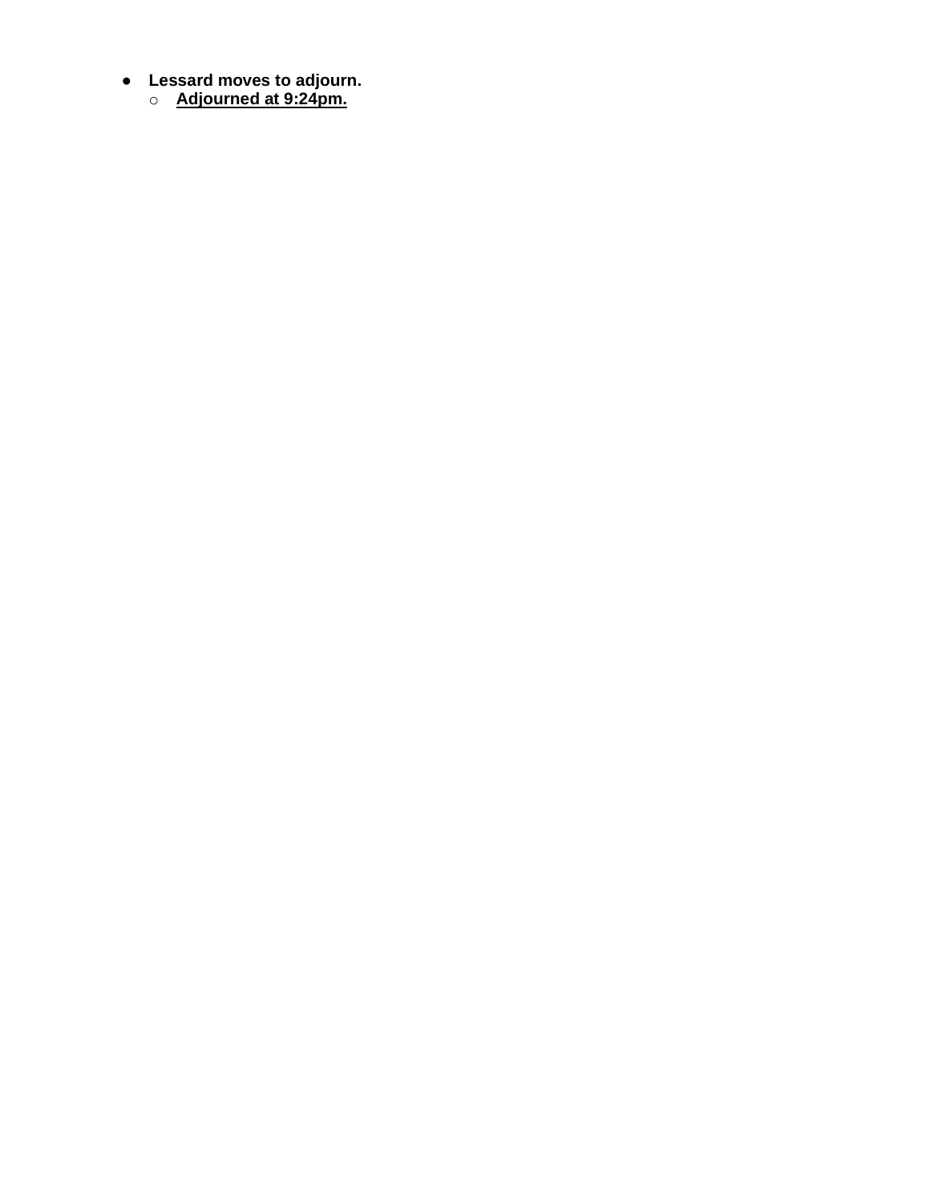- **Lessard moves to adjourn.**
  - **<u>Adjourned at 9:24pm.</u>**